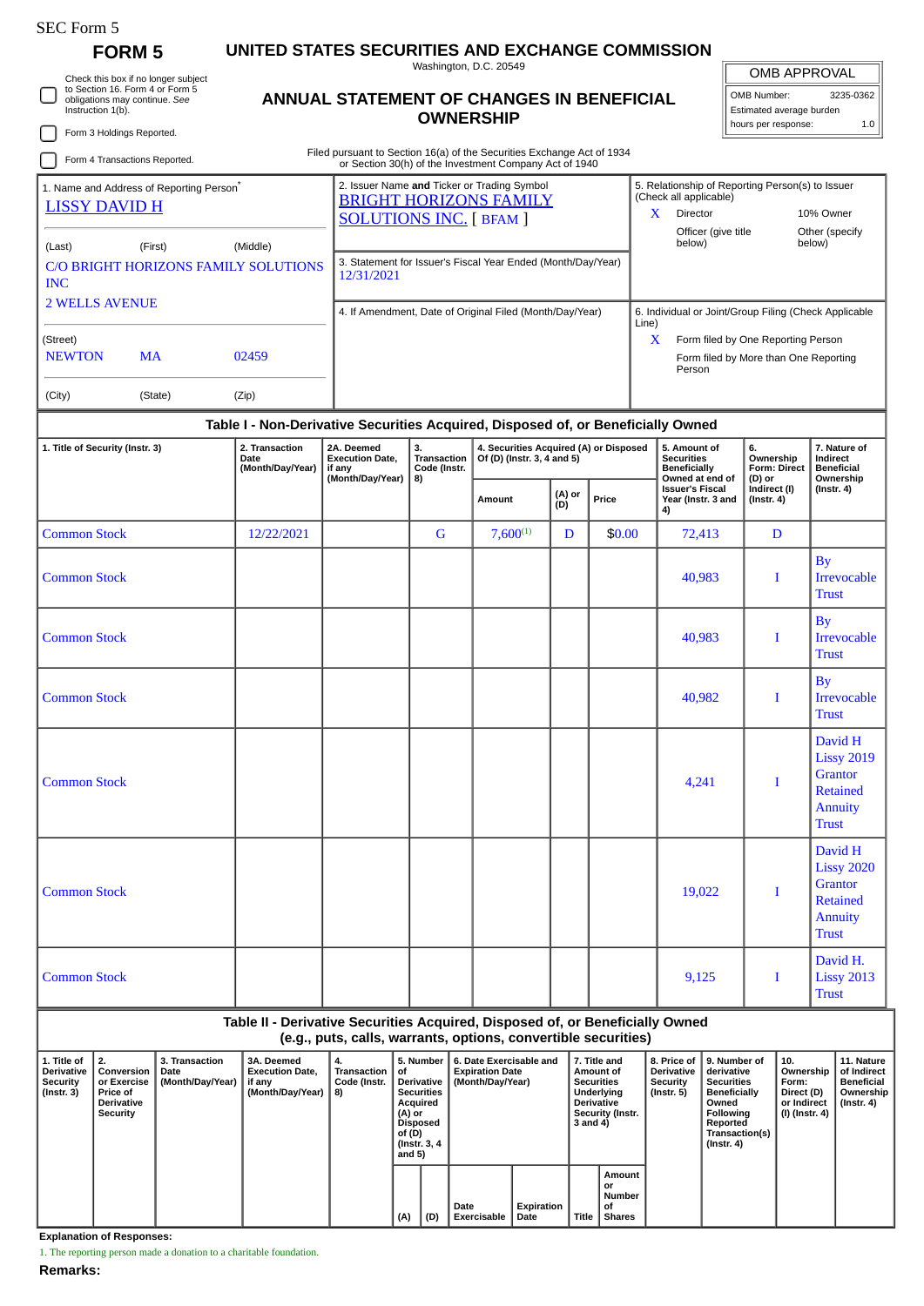SEC Form 5

**FORM 5**

# UNITED STATES SECURITIES AND EXCHANGE COMMISSION

Washington, D.C. 20549

☐ Check this box if no longer subject to Section 16. Form 4 or Form 5 obligations may continue. *See* Instruction 1(b).

☐ Form 3 Holdings Reported.

☐ Form 4 Transactions Reported.

## ANNUAL STATEMENT OF CHANGES IN BENEFICIAL OWNERSHIP

Filed pursuant to Section 16(a) of the Securities Exchange Act of 1934 or Section 30(h) of the Investment Company Act of 1940

| OMB APPROVAL | |
|---|---|
| OMB Number: | 3235-0362 |
| Estimated average burden | |
| hours per response: | 1.0 |

1. Name and Address of Reporting Person*
LISSY DAVID H

(Last) (First) (Middle)
C/O BRIGHT HORIZONS FAMILY SOLUTIONS INC
2 WELLS AVENUE

(Street)
NEWTON MA 02459

(City) (State) (Zip)

2. Issuer Name **and** Ticker or Trading Symbol
BRIGHT HORIZONS FAMILY SOLUTIONS INC. [ BFAM ]

3. Statement for Issuer's Fiscal Year Ended (Month/Day/Year)
12/31/2021

4. If Amendment, Date of Original Filed (Month/Day/Year)

5. Relationship of Reporting Person(s) to Issuer (Check all applicable)
X Director
10% Owner
Officer (give title below)
Other (specify below)

6. Individual or Joint/Group Filing (Check Applicable Line)
X Form filed by One Reporting Person
Form filed by More than One Reporting Person

**Table I - Non-Derivative Securities Acquired, Disposed of, or Beneficially Owned**

| 1. Title of Security (Instr. 3) | 2. Transaction Date (Month/Day/Year) | 2A. Deemed Execution Date, if any (Month/Day/Year) | 3. Transaction Code (Instr. 8) | 4. Securities Acquired (A) or Disposed Of (D) (Instr. 3, 4 and 5) | | | 5. Amount of Securities Beneficially Owned at end of Issuer's Fiscal Year (Instr. 3 and 4) | 6. Ownership Form: Direct (D) or Indirect (I) (Instr. 4) | 7. Nature of Indirect Beneficial Ownership (Instr. 4) |
|---|---|---|---|---|---|---|---|---|---|
| | | | | Amount | (A) or (D) | Price | | | |
| Common Stock | 12/22/2021 | | G | 7,600[(1)] | D | $0.00 | 72,413 | D | |
| Common Stock | | | | | | | 40,983 | I | By Irrevocable Trust |
| Common Stock | | | | | | | 40,983 | I | By Irrevocable Trust |
| Common Stock | | | | | | | 40,982 | I | By Irrevocable Trust |
| Common Stock | | | | | | | 4,241 | I | David H Lissy 2019 Grantor Retained Annuity Trust |
| Common Stock | | | | | | | 19,022 | I | David H Lissy 2020 Grantor Retained Annuity Trust |
| Common Stock | | | | | | | 9,125 | I | David H. Lissy 2013 Trust |

**Table II - Derivative Securities Acquired, Disposed of, or Beneficially Owned (e.g., puts, calls, warrants, options, convertible securities)**

| 1. Title of Derivative Security (Instr. 3) | 2. Conversion or Exercise Price of Derivative Security | 3. Transaction Date (Month/Day/Year) | 3A. Deemed Execution Date, if any (Month/Day/Year) | 4. Transaction Code (Instr. 8) | 5. Number of Derivative Securities Acquired (A) or Disposed of (D) (Instr. 3, 4 and 5) | | 6. Date Exercisable and Expiration Date (Month/Day/Year) | | 7. Title and Amount of Securities Underlying Derivative Security (Instr. 3 and 4) | | 8. Price of Derivative Security (Instr. 5) | 9. Number of derivative Securities Beneficially Owned Following Reported Transaction(s) (Instr. 4) | 10. Ownership Form: Direct (D) or Indirect (I) (Instr. 4) | 11. Nature of Indirect Beneficial Ownership (Instr. 4) |
|---|---|---|---|---|---|---|---|---|---|---|---|---|---|---|
| | | | | | (A) | (D) | Date Exercisable | Expiration Date | Title | Amount or Number of Shares | | | | |

**Explanation of Responses:**

1. The reporting person made a donation to a charitable foundation.

**Remarks:**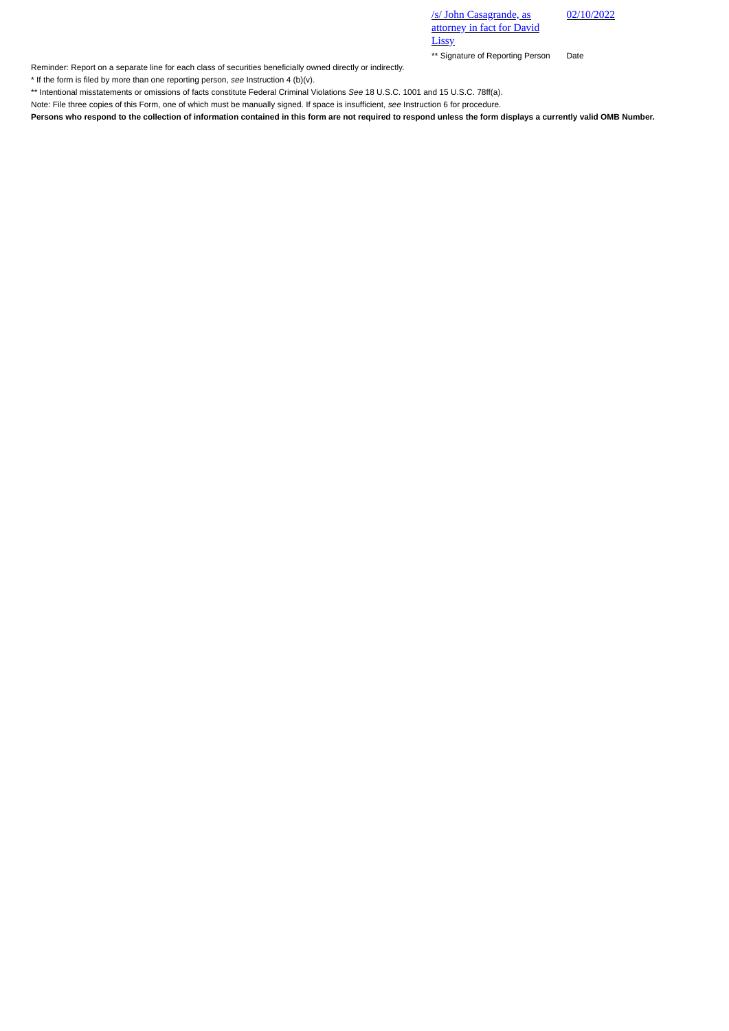| | |
|---|---|
| /s/ John Casagrande, as attorney in fact for David Lissy | 02/10/2022 |
| ** Signature of Reporting Person | Date |

Reminder: Report on a separate line for each class of securities beneficially owned directly or indirectly.

* If the form is filed by more than one reporting person, *see* Instruction 4 (b)(v).

** Intentional misstatements or omissions of facts constitute Federal Criminal Violations *See* 18 U.S.C. 1001 and 15 U.S.C. 78ff(a).

Note: File three copies of this Form, one of which must be manually signed. If space is insufficient, *see* Instruction 6 for procedure.

**Persons who respond to the collection of information contained in this form are not required to respond unless the form displays a currently valid OMB Number.**